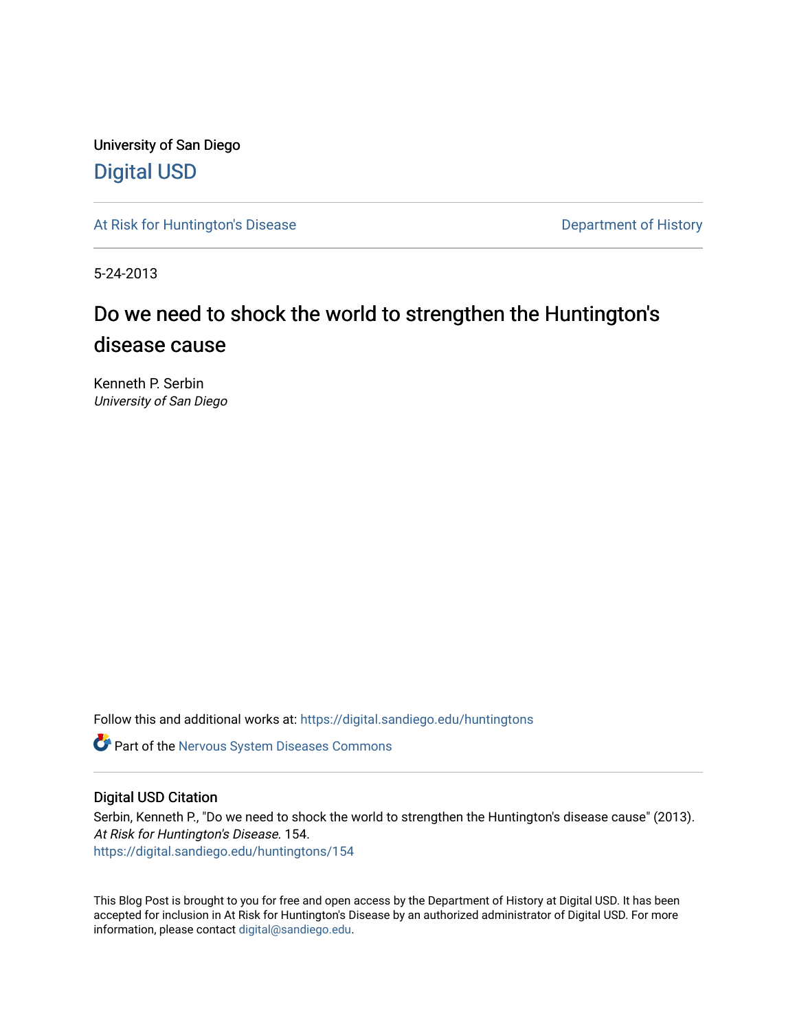University of San Diego

Digital USD

At Risk for Huntington's Disease

Department of History

5-24-2013

# Do we need to shock the world to strengthen the Huntington's disease cause

Kenneth P. Serbin
*University of San Diego*

Follow this and additional works at: https://digital.sandiego.edu/huntingtons

Part of the Nervous System Diseases Commons

## Digital USD Citation

Serbin, Kenneth P., "Do we need to shock the world to strengthen the Huntington's disease cause" (2013). *At Risk for Huntington's Disease*. 154.
https://digital.sandiego.edu/huntingtons/154

This Blog Post is brought to you for free and open access by the Department of History at Digital USD. It has been accepted for inclusion in At Risk for Huntington's Disease by an authorized administrator of Digital USD. For more information, please contact digital@sandiego.edu.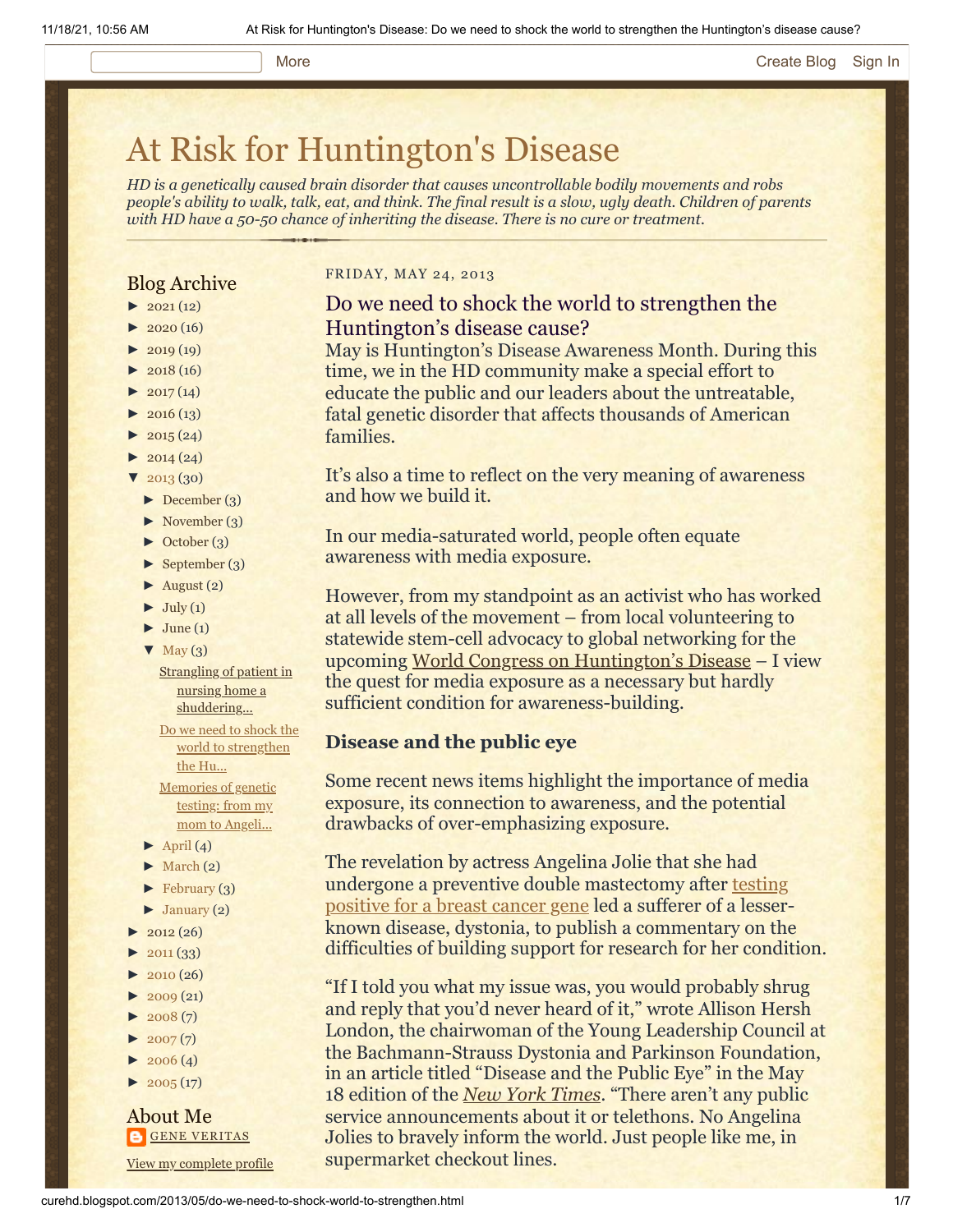# At Risk for Huntington's Disease

*HD is a genetically caused brain disorder that causes uncontrollable bodily movements and robs people's ability to walk, talk, eat, and think. The final result is a slow, ugly death. Children of parents with HD have a 50-50 chance of inheriting the disease. There is no cure or treatment.*

## Blog Archive

- ► 2021 (12)
- ► 2020 (16)
- ► 2019 (19)
- ► 2018 (16)
- ► 2017 (14)
- ► 2016 (13)
- ► 2015 (24)
- ► 2014 (24)
- ▼ 2013 (30)
  - ► December (3)
  - ► November (3)
  - ► October (3)
  - ► September (3)
  - ► August (2)
  - ► July (1)
  - ► June (1)
  - ▼ May (3)
    - Strangling of patient in nursing home a shuddering...
    - Do we need to shock the world to strengthen the Hu...
    - Memories of genetic testing: from my mom to Angeli...
  - ► April (4)
  - ► March (2)
  - ► February (3)
  - ► January (2)
- ► 2012 (26)
- ► 2011 (33)
- ► 2010 (26)
- ► 2009 (21)
- ► 2008 (7)
- ► 2007 (7)
- ► 2006 (4)
- ► 2005 (17)

## About Me

GENE VERITAS

View my complete profile

FRIDAY, MAY 24, 2013

## Do we need to shock the world to strengthen the Huntington's disease cause?

May is Huntington's Disease Awareness Month. During this time, we in the HD community make a special effort to educate the public and our leaders about the untreatable, fatal genetic disorder that affects thousands of American families.

It's also a time to reflect on the very meaning of awareness and how we build it.

In our media-saturated world, people often equate awareness with media exposure.

However, from my standpoint as an activist who has worked at all levels of the movement – from local volunteering to statewide stem-cell advocacy to global networking for the upcoming World Congress on Huntington's Disease – I view the quest for media exposure as a necessary but hardly sufficient condition for awareness-building.

### Disease and the public eye

Some recent news items highlight the importance of media exposure, its connection to awareness, and the potential drawbacks of over-emphasizing exposure.

The revelation by actress Angelina Jolie that she had undergone a preventive double mastectomy after testing positive for a breast cancer gene led a sufferer of a lesser-known disease, dystonia, to publish a commentary on the difficulties of building support for research for her condition.

"If I told you what my issue was, you would probably shrug and reply that you'd never heard of it," wrote Allison Hersh London, the chairwoman of the Young Leadership Council at the Bachmann-Strauss Dystonia and Parkinson Foundation, in an article titled "Disease and the Public Eye" in the May 18 edition of the *New York Times*. "There aren't any public service announcements about it or telethons. No Angelina Jolies to bravely inform the world. Just people like me, in supermarket checkout lines.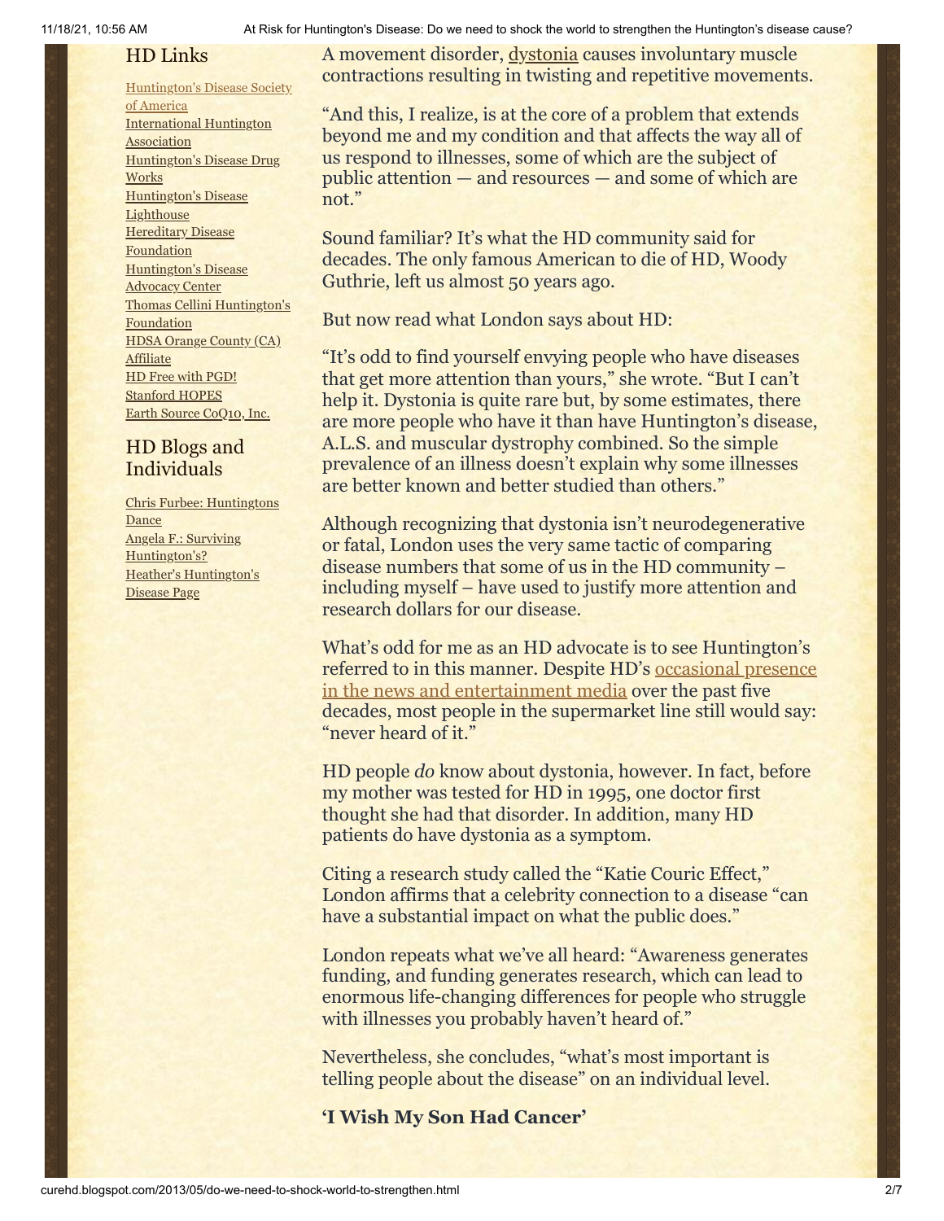## HD Links

Huntington's Disease Society of America
International Huntington Association
Huntington's Disease Drug Works
Huntington's Disease Lighthouse
Hereditary Disease Foundation
Huntington's Disease Advocacy Center
Thomas Cellini Huntington's Foundation
HDSA Orange County (CA) Affiliate
HD Free with PGD!
Stanford HOPES
Earth Source CoQ10, Inc.

## HD Blogs and Individuals

Chris Furbee: Huntingtons Dance
Angela F.: Surviving Huntington's?
Heather's Huntington's Disease Page

A movement disorder, dystonia causes involuntary muscle contractions resulting in twisting and repetitive movements.

"And this, I realize, is at the core of a problem that extends beyond me and my condition and that affects the way all of us respond to illnesses, some of which are the subject of public attention — and resources — and some of which are not."

Sound familiar? It's what the HD community said for decades. The only famous American to die of HD, Woody Guthrie, left us almost 50 years ago.

But now read what London says about HD:

"It's odd to find yourself envying people who have diseases that get more attention than yours," she wrote. "But I can't help it. Dystonia is quite rare but, by some estimates, there are more people who have it than have Huntington's disease, A.L.S. and muscular dystrophy combined. So the simple prevalence of an illness doesn't explain why some illnesses are better known and better studied than others."

Although recognizing that dystonia isn't neurodegenerative or fatal, London uses the very same tactic of comparing disease numbers that some of us in the HD community – including myself – have used to justify more attention and research dollars for our disease.

What's odd for me as an HD advocate is to see Huntington's referred to in this manner. Despite HD's occasional presence in the news and entertainment media over the past five decades, most people in the supermarket line still would say: "never heard of it."

HD people *do* know about dystonia, however. In fact, before my mother was tested for HD in 1995, one doctor first thought she had that disorder. In addition, many HD patients do have dystonia as a symptom.

Citing a research study called the "Katie Couric Effect," London affirms that a celebrity connection to a disease "can have a substantial impact on what the public does."

London repeats what we've all heard: "Awareness generates funding, and funding generates research, which can lead to enormous life-changing differences for people who struggle with illnesses you probably haven't heard of."

Nevertheless, she concludes, "what's most important is telling people about the disease" on an individual level.

**'I Wish My Son Had Cancer'**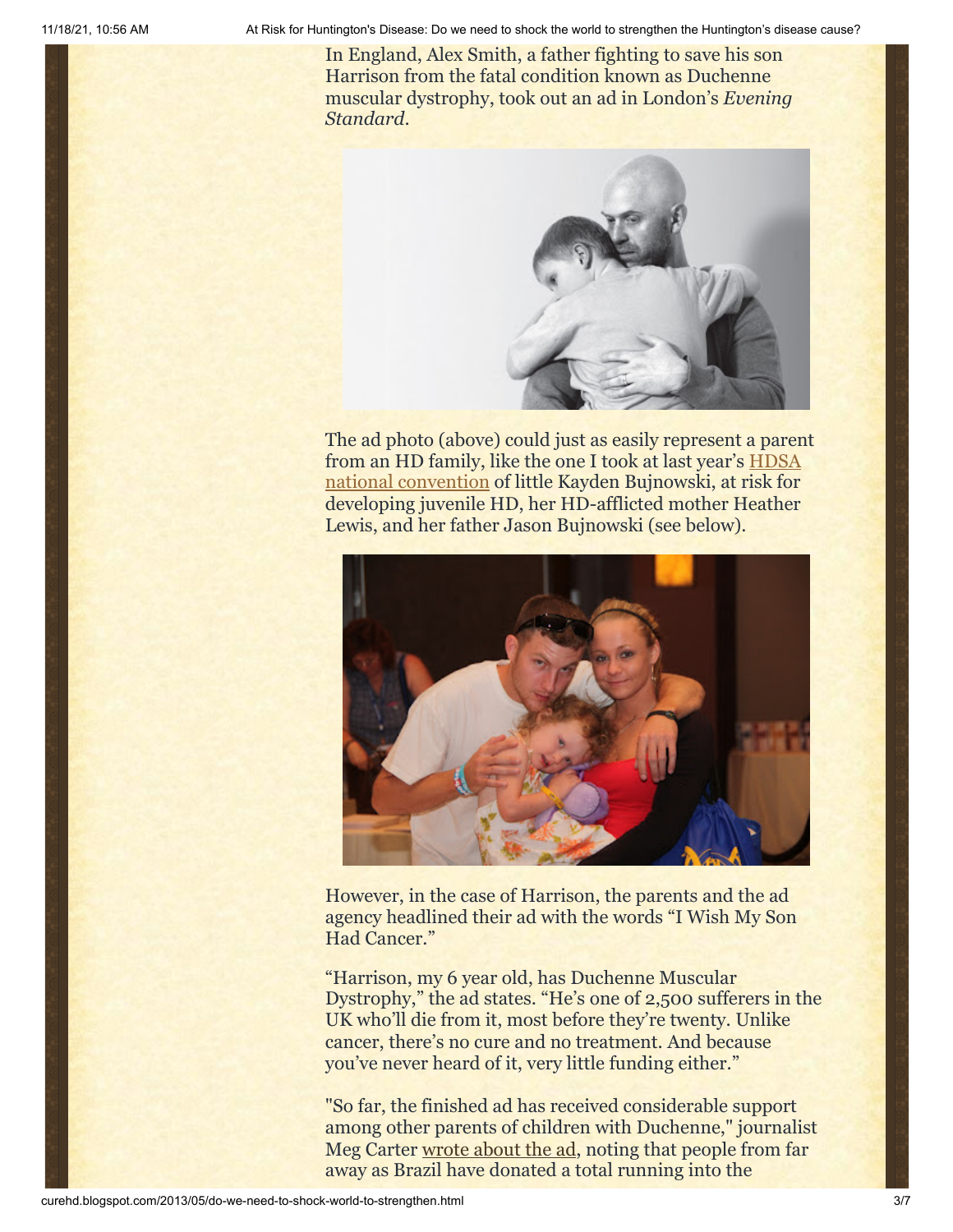In England, Alex Smith, a father fighting to save his son Harrison from the fatal condition known as Duchenne muscular dystrophy, took out an ad in London's *Evening Standard*.

The ad photo (above) could just as easily represent a parent from an HD family, like the one I took at last year's [HDSA national convention](#) of little Kayden Bujnowski, at risk for developing juvenile HD, her HD-afflicted mother Heather Lewis, and her father Jason Bujnowski (see below).

However, in the case of Harrison, the parents and the ad agency headlined their ad with the words "I Wish My Son Had Cancer."

"Harrison, my 6 year old, has Duchenne Muscular Dystrophy," the ad states. "He's one of 2,500 sufferers in the UK who'll die from it, most before they're twenty. Unlike cancer, there's no cure and no treatment. And because you've never heard of it, very little funding either."

"So far, the finished ad has received considerable support among other parents of children with Duchenne," journalist Meg Carter [wrote about the ad](#), noting that people from far away as Brazil have donated a total running into the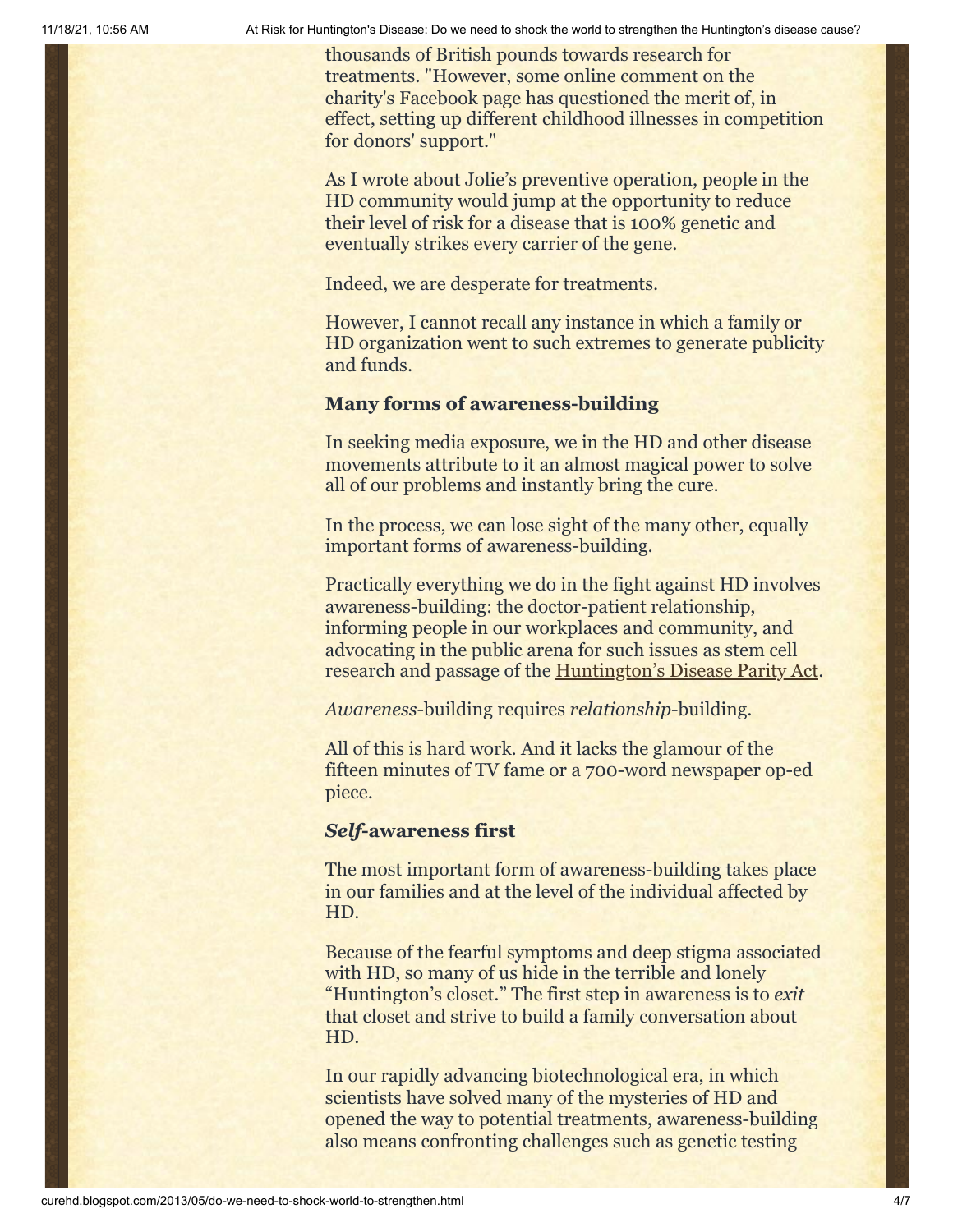thousands of British pounds towards research for treatments. "However, some online comment on the charity's Facebook page has questioned the merit of, in effect, setting up different childhood illnesses in competition for donors' support."

As I wrote about Jolie's preventive operation, people in the HD community would jump at the opportunity to reduce their level of risk for a disease that is 100% genetic and eventually strikes every carrier of the gene.

Indeed, we are desperate for treatments.

However, I cannot recall any instance in which a family or HD organization went to such extremes to generate publicity and funds.

### Many forms of awareness-building

In seeking media exposure, we in the HD and other disease movements attribute to it an almost magical power to solve all of our problems and instantly bring the cure.

In the process, we can lose sight of the many other, equally important forms of awareness-building.

Practically everything we do in the fight against HD involves awareness-building: the doctor-patient relationship, informing people in our workplaces and community, and advocating in the public arena for such issues as stem cell research and passage of the Huntington's Disease Parity Act.

*Awareness*-building requires *relationship*-building.

All of this is hard work. And it lacks the glamour of the fifteen minutes of TV fame or a 700-word newspaper op-ed piece.

### *Self*-awareness first

The most important form of awareness-building takes place in our families and at the level of the individual affected by HD.

Because of the fearful symptoms and deep stigma associated with HD, so many of us hide in the terrible and lonely "Huntington's closet." The first step in awareness is to *exit* that closet and strive to build a family conversation about HD.

In our rapidly advancing biotechnological era, in which scientists have solved many of the mysteries of HD and opened the way to potential treatments, awareness-building also means confronting challenges such as genetic testing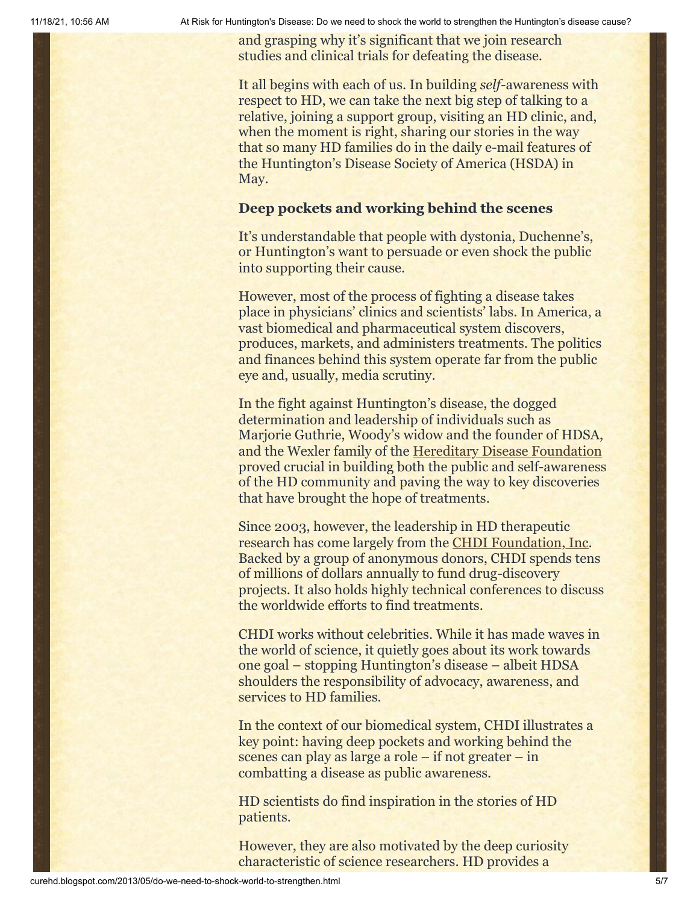and grasping why it's significant that we join research studies and clinical trials for defeating the disease.

It all begins with each of us. In building *self*-awareness with respect to HD, we can take the next big step of talking to a relative, joining a support group, visiting an HD clinic, and, when the moment is right, sharing our stories in the way that so many HD families do in the daily e-mail features of the Huntington's Disease Society of America (HSDA) in May.

**Deep pockets and working behind the scenes**

It's understandable that people with dystonia, Duchenne's, or Huntington's want to persuade or even shock the public into supporting their cause.

However, most of the process of fighting a disease takes place in physicians' clinics and scientists' labs. In America, a vast biomedical and pharmaceutical system discovers, produces, markets, and administers treatments. The politics and finances behind this system operate far from the public eye and, usually, media scrutiny.

In the fight against Huntington's disease, the dogged determination and leadership of individuals such as Marjorie Guthrie, Woody's widow and the founder of HDSA, and the Wexler family of the Hereditary Disease Foundation proved crucial in building both the public and self-awareness of the HD community and paving the way to key discoveries that have brought the hope of treatments.

Since 2003, however, the leadership in HD therapeutic research has come largely from the CHDI Foundation, Inc. Backed by a group of anonymous donors, CHDI spends tens of millions of dollars annually to fund drug-discovery projects. It also holds highly technical conferences to discuss the worldwide efforts to find treatments.

CHDI works without celebrities. While it has made waves in the world of science, it quietly goes about its work towards one goal – stopping Huntington's disease – albeit HDSA shoulders the responsibility of advocacy, awareness, and services to HD families.

In the context of our biomedical system, CHDI illustrates a key point: having deep pockets and working behind the scenes can play as large a role – if not greater – in combatting a disease as public awareness.

HD scientists do find inspiration in the stories of HD patients.

However, they are also motivated by the deep curiosity characteristic of science researchers. HD provides a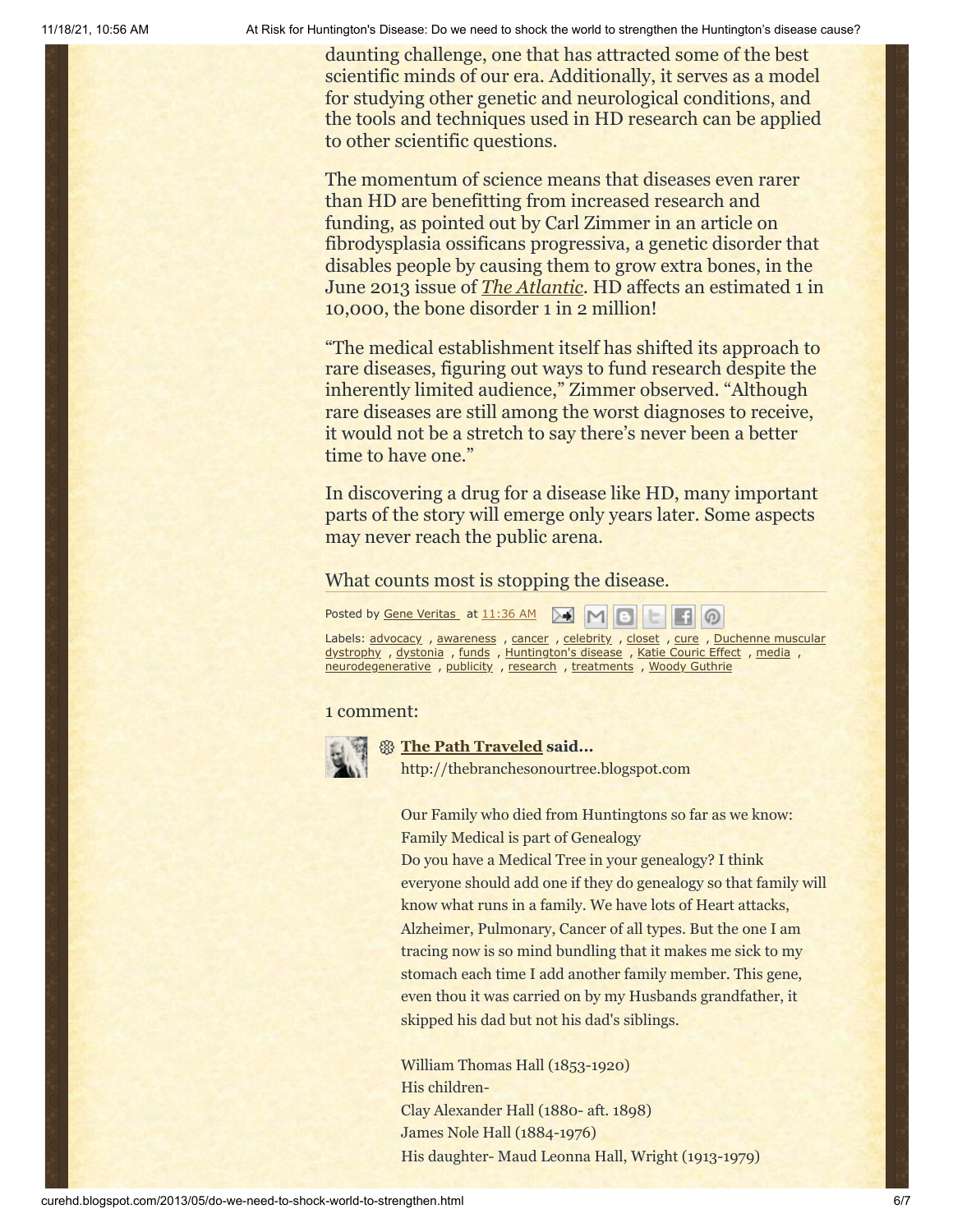daunting challenge, one that has attracted some of the best scientific minds of our era. Additionally, it serves as a model for studying other genetic and neurological conditions, and the tools and techniques used in HD research can be applied to other scientific questions.

The momentum of science means that diseases even rarer than HD are benefitting from increased research and funding, as pointed out by Carl Zimmer in an article on fibrodysplasia ossificans progressiva, a genetic disorder that disables people by causing them to grow extra bones, in the June 2013 issue of *The Atlantic*. HD affects an estimated 1 in 10,000, the bone disorder 1 in 2 million!

"The medical establishment itself has shifted its approach to rare diseases, figuring out ways to fund research despite the inherently limited audience," Zimmer observed. "Although rare diseases are still among the worst diagnoses to receive, it would not be a stretch to say there's never been a better time to have one."

In discovering a drug for a disease like HD, many important parts of the story will emerge only years later. Some aspects may never reach the public arena.

What counts most is stopping the disease.

Posted by Gene Veritas at 11:36 AM

Labels: advocacy , awareness , cancer , celebrity , closet , cure , Duchenne muscular dystrophy , dystonia , funds , Huntington's disease , Katie Couric Effect , media , neurodegenerative , publicity , research , treatments , Woody Guthrie

1 comment:

**The Path Traveled said...**

http://thebranchesonourtree.blogspot.com

Our Family who died from Huntingtons so far as we know:
Family Medical is part of Genealogy
Do you have a Medical Tree in your genealogy? I think everyone should add one if they do genealogy so that family will know what runs in a family. We have lots of Heart attacks, Alzheimer, Pulmonary, Cancer of all types. But the one I am tracing now is so mind bundling that it makes me sick to my stomach each time I add another family member. This gene, even thou it was carried on by my Husbands grandfather, it skipped his dad but not his dad's siblings.

William Thomas Hall (1853-1920)
His children-
Clay Alexander Hall (1880- aft. 1898)
James Nole Hall (1884-1976)
His daughter- Maud Leonna Hall, Wright (1913-1979)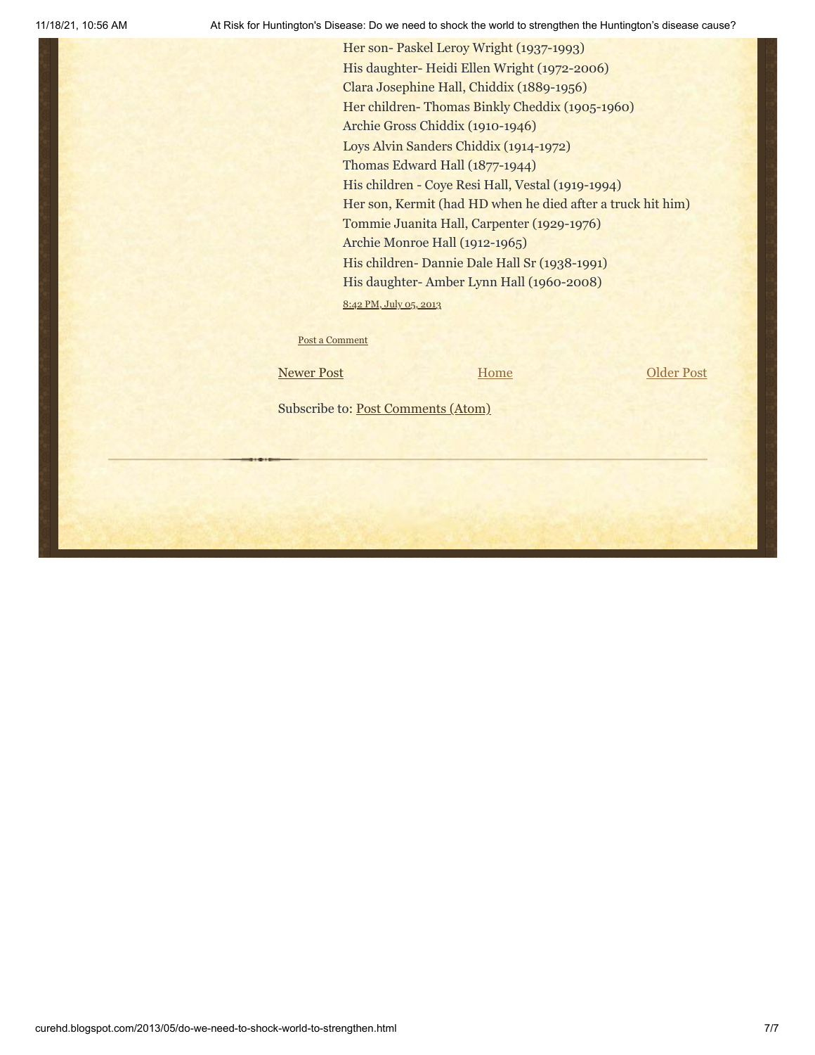Her son- Paskel Leroy Wright (1937-1993)
His daughter- Heidi Ellen Wright (1972-2006)
Clara Josephine Hall, Chiddix (1889-1956)
Her children- Thomas Binkly Cheddix (1905-1960)
Archie Gross Chiddix (1910-1946)
Loys Alvin Sanders Chiddix (1914-1972)
Thomas Edward Hall (1877-1944)
His children - Coye Resi Hall, Vestal (1919-1994)
Her son, Kermit (had HD when he died after a truck hit him)
Tommie Juanita Hall, Carpenter (1929-1976)
Archie Monroe Hall (1912-1965)
His children- Dannie Dale Hall Sr (1938-1991)
His daughter- Amber Lynn Hall (1960-2008)

8:42 PM, July 05, 2013

Post a Comment

Newer Post | Home | Older Post

Subscribe to: Post Comments (Atom)